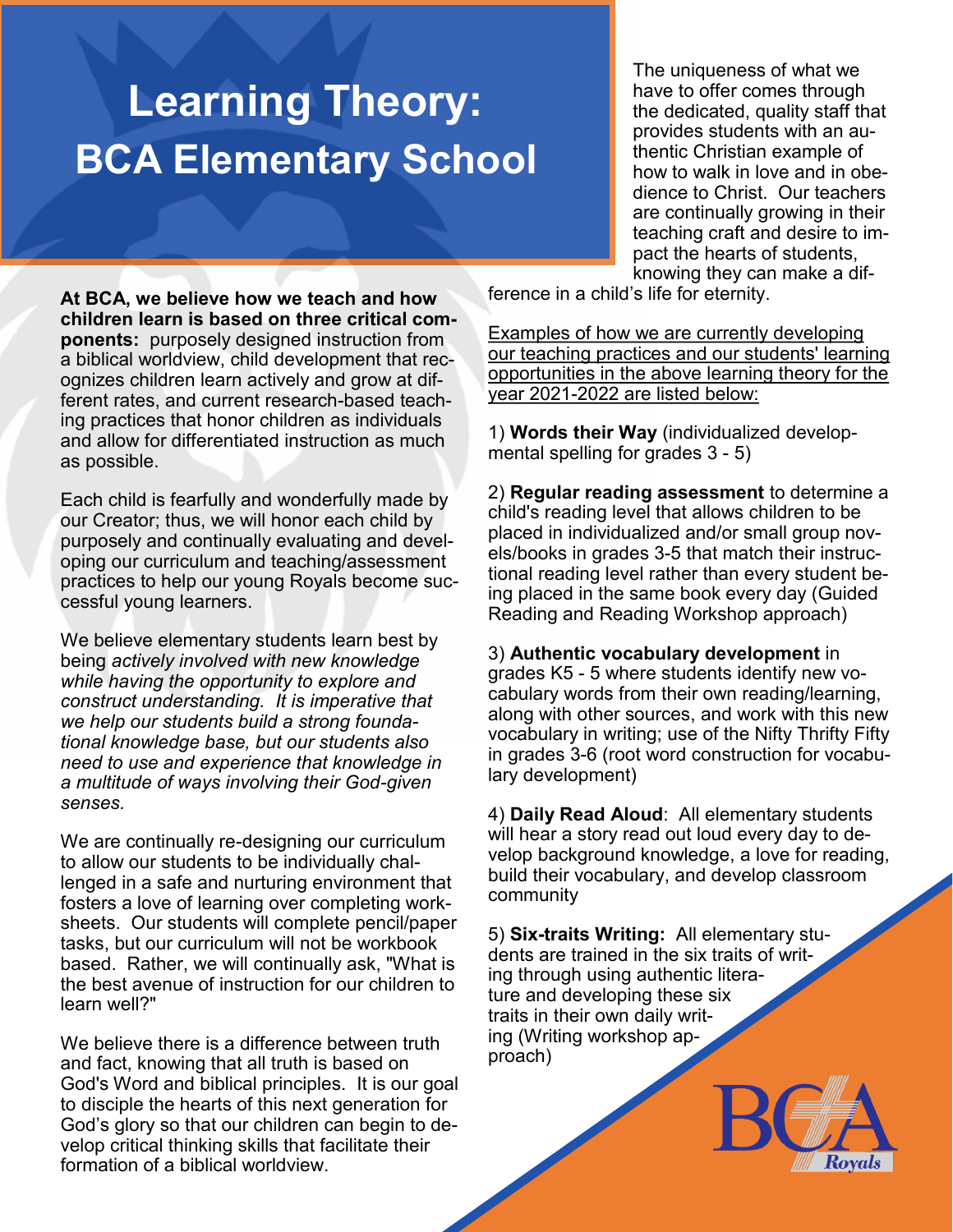# Learning Theory: BCA Elementary School

**At BCA, we believe how we teach and how children learn is based on three critical components:** purposely designed instruction from a biblical worldview, child development that recognizes children learn actively and grow at different rates, and current research-based teaching practices that honor children as individuals and allow for differentiated instruction as much as possible.

Each child is fearfully and wonderfully made by our Creator; thus, we will honor each child by purposely and continually evaluating and developing our curriculum and teaching/assessment practices to help our young Royals become successful young learners.

We believe elementary students learn best by being *actively involved with new knowledge while having the opportunity to explore and construct understanding. It is imperative that we help our students build a strong foundational knowledge base, but our students also need to use and experience that knowledge in a multitude of ways involving their God-given senses.*

We are continually re-designing our curriculum to allow our students to be individually challenged in a safe and nurturing environment that fosters a love of learning over completing worksheets. Our students will complete pencil/paper tasks, but our curriculum will not be workbook based. Rather, we will continually ask, "What is the best avenue of instruction for our children to learn well?"

We believe there is a difference between truth and fact, knowing that all truth is based on God's Word and biblical principles. It is our goal to disciple the hearts of this next generation for God's glory so that our children can begin to develop critical thinking skills that facilitate their formation of a biblical worldview.

The uniqueness of what we have to offer comes through the dedicated, quality staff that provides students with an authentic Christian example of how to walk in love and in obedience to Christ. Our teachers are continually growing in their teaching craft and desire to impact the hearts of students, knowing they can make a difference in a child's life for eternity.

<u>Examples of how we are currently developing our teaching practices and our students' learning opportunities in the above learning theory for the year 2021-2022 are listed below:</u>

1) **Words their Way** (individualized developmental spelling for grades 3 - 5)

2) **Regular reading assessment** to determine a child's reading level that allows children to be placed in individualized and/or small group novels/books in grades 3-5 that match their instructional reading level rather than every student being placed in the same book every day (Guided Reading and Reading Workshop approach)

3) **Authentic vocabulary development** in grades K5 - 5 where students identify new vocabulary words from their own reading/learning, along with other sources, and work with this new vocabulary in writing; use of the Nifty Thrifty Fifty in grades 3-6 (root word construction for vocabulary development)

4) **Daily Read Aloud**: All elementary students will hear a story read out loud every day to develop background knowledge, a love for reading, build their vocabulary, and develop classroom community

5) **Six-traits Writing:** All elementary students are trained in the six traits of writing through using authentic literature and developing these six traits in their own daily writing (Writing workshop approach)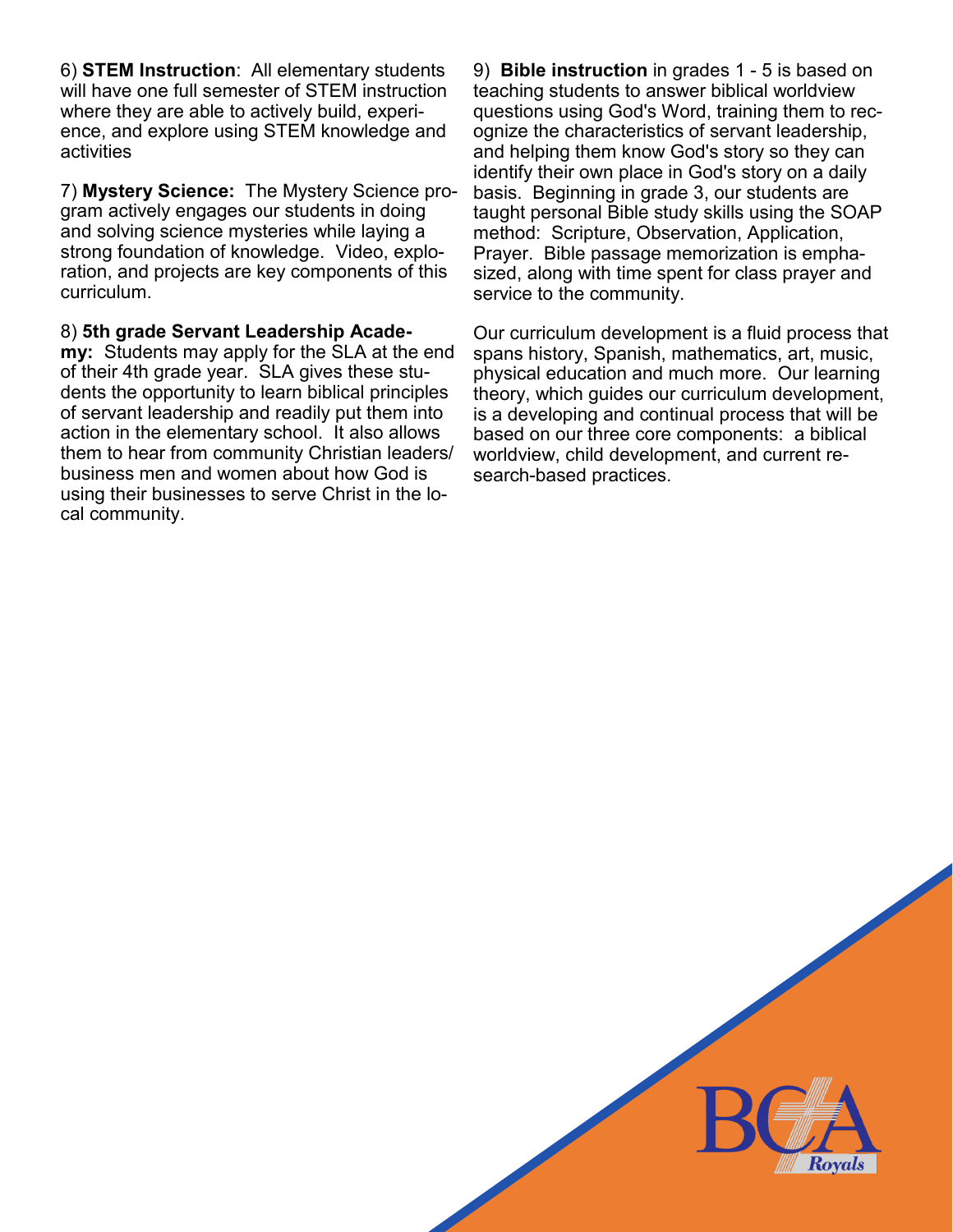6) **STEM Instruction**: All elementary students will have one full semester of STEM instruction where they are able to actively build, experience, and explore using STEM knowledge and activities

7) **Mystery Science:** The Mystery Science program actively engages our students in doing and solving science mysteries while laying a strong foundation of knowledge. Video, exploration, and projects are key components of this curriculum.

8) **5th grade Servant Leadership Academy:** Students may apply for the SLA at the end of their 4th grade year. SLA gives these students the opportunity to learn biblical principles of servant leadership and readily put them into action in the elementary school. It also allows them to hear from community Christian leaders/ business men and women about how God is using their businesses to serve Christ in the local community.

9) **Bible instruction** in grades 1 - 5 is based on teaching students to answer biblical worldview questions using God's Word, training them to recognize the characteristics of servant leadership, and helping them know God's story so they can identify their own place in God's story on a daily basis. Beginning in grade 3, our students are taught personal Bible study skills using the SOAP method: Scripture, Observation, Application, Prayer. Bible passage memorization is emphasized, along with time spent for class prayer and service to the community.

Our curriculum development is a fluid process that spans history, Spanish, mathematics, art, music, physical education and much more. Our learning theory, which guides our curriculum development, is a developing and continual process that will be based on our three core components: a biblical worldview, child development, and current research-based practices.

BCA Royals